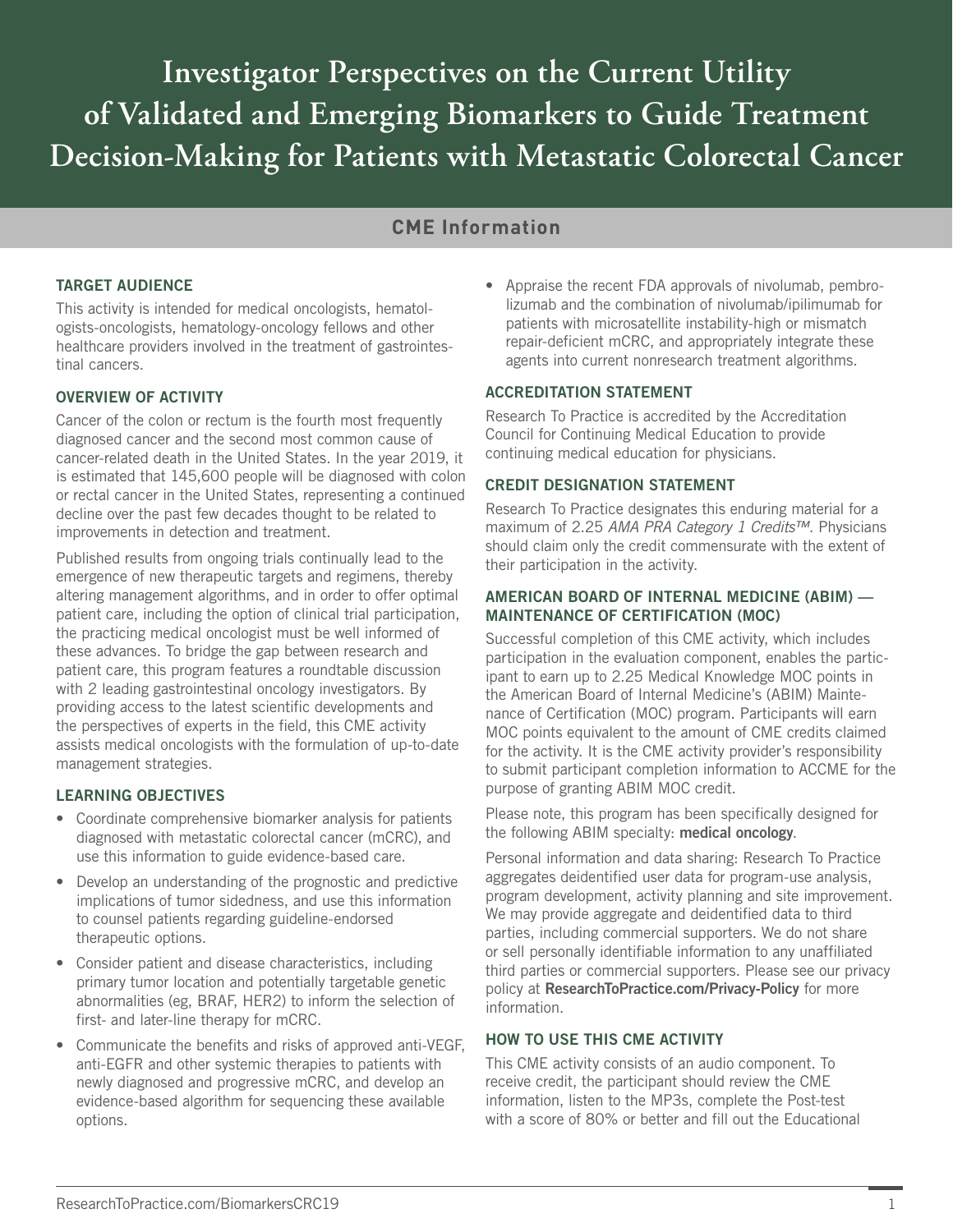# Investigator Perspectives on the Current Utility of Validated and Emerging Biomarkers to Guide Treatment Decision-Making for Patients with Metastatic Colorectal Cancer

## CME Information

### TARGET AUDIENCE

This activity is intended for medical oncologists, hematologists-oncologists, hematology-oncology fellows and other healthcare providers involved in the treatment of gastrointestinal cancers.

### OVERVIEW OF ACTIVITY

Cancer of the colon or rectum is the fourth most frequently diagnosed cancer and the second most common cause of cancer-related death in the United States. In the year 2019, it is estimated that 145,600 people will be diagnosed with colon or rectal cancer in the United States, representing a continued decline over the past few decades thought to be related to improvements in detection and treatment.

Published results from ongoing trials continually lead to the emergence of new therapeutic targets and regimens, thereby altering management algorithms, and in order to offer optimal patient care, including the option of clinical trial participation, the practicing medical oncologist must be well informed of these advances. To bridge the gap between research and patient care, this program features a roundtable discussion with 2 leading gastrointestinal oncology investigators. By providing access to the latest scientific developments and the perspectives of experts in the field, this CME activity assists medical oncologists with the formulation of up-to-date management strategies.

### LEARNING OBJECTIVES

- Coordinate comprehensive biomarker analysis for patients diagnosed with metastatic colorectal cancer (mCRC), and use this information to guide evidence-based care.
- Develop an understanding of the prognostic and predictive implications of tumor sidedness, and use this information to counsel patients regarding guideline-endorsed therapeutic options.
- Consider patient and disease characteristics, including primary tumor location and potentially targetable genetic abnormalities (eg, BRAF, HER2) to inform the selection of first- and later-line therapy for mCRC.
- Communicate the benefits and risks of approved anti-VEGF, anti-EGFR and other systemic therapies to patients with newly diagnosed and progressive mCRC, and develop an evidence-based algorithm for sequencing these available options.
- Appraise the recent FDA approvals of nivolumab, pembrolizumab and the combination of nivolumab/ipilimumab for patients with microsatellite instability-high or mismatch repair-deficient mCRC, and appropriately integrate these agents into current nonresearch treatment algorithms.

### ACCREDITATION STATEMENT

Research To Practice is accredited by the Accreditation Council for Continuing Medical Education to provide continuing medical education for physicians.

### CREDIT DESIGNATION STATEMENT

Research To Practice designates this enduring material for a maximum of 2.25 *AMA PRA Category 1 Credits™*. Physicians should claim only the credit commensurate with the extent of their participation in the activity.

### AMERICAN BOARD OF INTERNAL MEDICINE (ABIM) — MAINTENANCE OF CERTIFICATION (MOC)

Successful completion of this CME activity, which includes participation in the evaluation component, enables the participant to earn up to 2.25 Medical Knowledge MOC points in the American Board of Internal Medicine's (ABIM) Maintenance of Certification (MOC) program. Participants will earn MOC points equivalent to the amount of CME credits claimed for the activity. It is the CME activity provider's responsibility to submit participant completion information to ACCME for the purpose of granting ABIM MOC credit.

Please note, this program has been specifically designed for the following ABIM specialty: **medical oncology**.

Personal information and data sharing: Research To Practice aggregates deidentified user data for program-use analysis, program development, activity planning and site improvement. We may provide aggregate and deidentified data to third parties, including commercial supporters. We do not share or sell personally identifiable information to any unaffiliated third parties or commercial supporters. Please see our privacy policy at **ResearchToPractice.com/Privacy-Policy** for more information.

### HOW TO USE THIS CME ACTIVITY

This CME activity consists of an audio component. To receive credit, the participant should review the CME information, listen to the MP3s, complete the Post-test with a score of 80% or better and fill out the Educational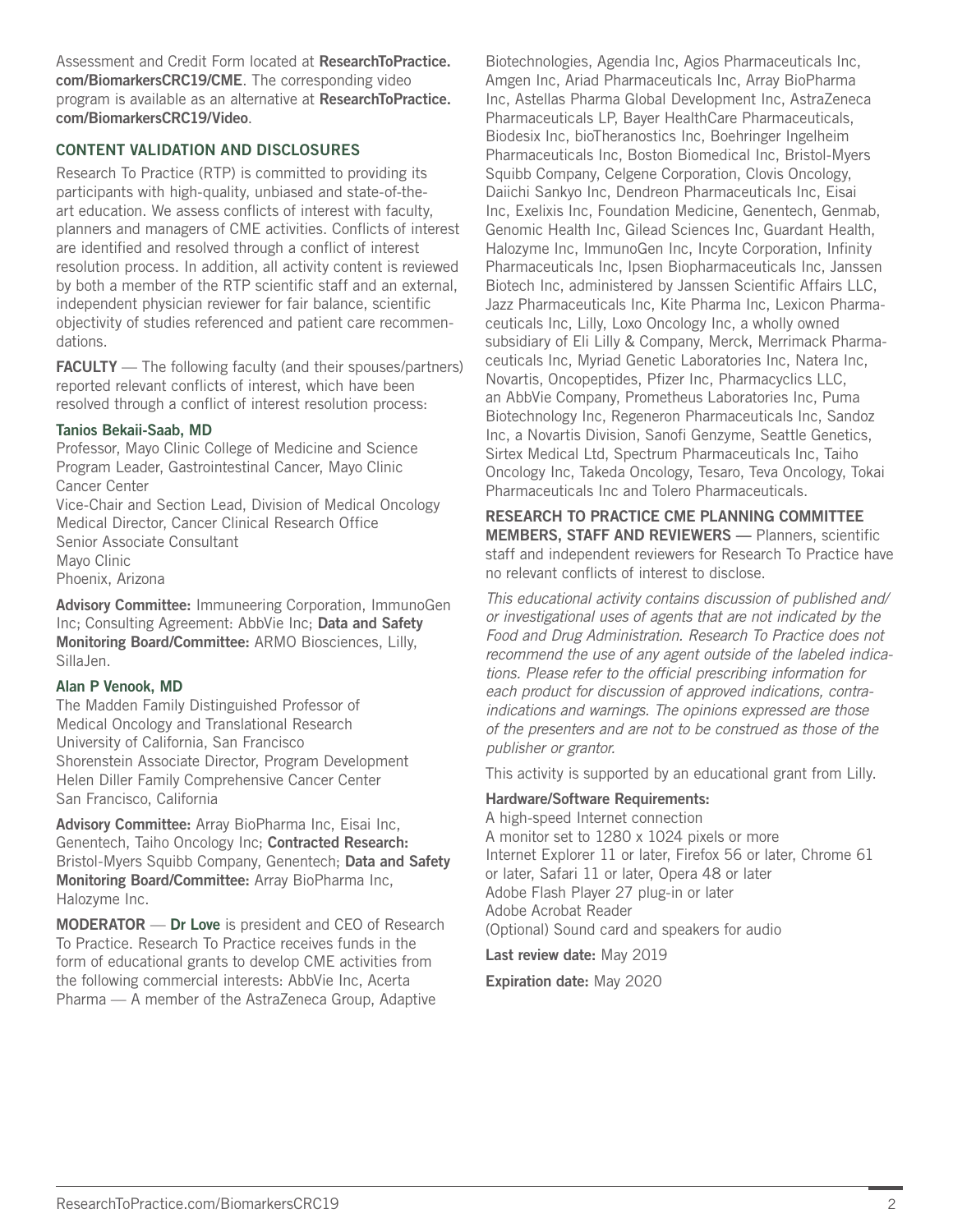Assessment and Credit Form located at **ResearchToPractice.com/BiomarkersCRC19/CME**. The corresponding video program is available as an alternative at **ResearchToPractice.com/BiomarkersCRC19/Video**.

## CONTENT VALIDATION AND DISCLOSURES

Research To Practice (RTP) is committed to providing its participants with high-quality, unbiased and state-of-the-art education. We assess conflicts of interest with faculty, planners and managers of CME activities. Conflicts of interest are identified and resolved through a conflict of interest resolution process. In addition, all activity content is reviewed by both a member of the RTP scientific staff and an external, independent physician reviewer for fair balance, scientific objectivity of studies referenced and patient care recommendations.

**FACULTY** — The following faculty (and their spouses/partners) reported relevant conflicts of interest, which have been resolved through a conflict of interest resolution process:

**Tanios Bekaii-Saab, MD**
Professor, Mayo Clinic College of Medicine and Science
Program Leader, Gastrointestinal Cancer, Mayo Clinic Cancer Center
Vice-Chair and Section Lead, Division of Medical Oncology
Medical Director, Cancer Clinical Research Office
Senior Associate Consultant
Mayo Clinic
Phoenix, Arizona

**Advisory Committee:** Immuneering Corporation, ImmunoGen Inc; Consulting Agreement: AbbVie Inc; **Data and Safety Monitoring Board/Committee:** ARMO Biosciences, Lilly, SillaJen.

**Alan P Venook, MD**
The Madden Family Distinguished Professor of Medical Oncology and Translational Research
University of California, San Francisco
Shorenstein Associate Director, Program Development
Helen Diller Family Comprehensive Cancer Center
San Francisco, California

**Advisory Committee:** Array BioPharma Inc, Eisai Inc, Genentech, Taiho Oncology Inc; **Contracted Research:** Bristol-Myers Squibb Company, Genentech; **Data and Safety Monitoring Board/Committee:** Array BioPharma Inc, Halozyme Inc.

**MODERATOR** — **Dr Love** is president and CEO of Research To Practice. Research To Practice receives funds in the form of educational grants to develop CME activities from the following commercial interests: AbbVie Inc, Acerta Pharma — A member of the AstraZeneca Group, Adaptive Biotechnologies, Agendia Inc, Agios Pharmaceuticals Inc, Amgen Inc, Ariad Pharmaceuticals Inc, Array BioPharma Inc, Astellas Pharma Global Development Inc, AstraZeneca Pharmaceuticals LP, Bayer HealthCare Pharmaceuticals, Biodesix Inc, bioTheranostics Inc, Boehringer Ingelheim Pharmaceuticals Inc, Boston Biomedical Inc, Bristol-Myers Squibb Company, Celgene Corporation, Clovis Oncology, Daiichi Sankyo Inc, Dendreon Pharmaceuticals Inc, Eisai Inc, Exelixis Inc, Foundation Medicine, Genentech, Genmab, Genomic Health Inc, Gilead Sciences Inc, Guardant Health, Halozyme Inc, ImmunoGen Inc, Incyte Corporation, Infinity Pharmaceuticals Inc, Ipsen Biopharmaceuticals Inc, Janssen Biotech Inc, administered by Janssen Scientific Affairs LLC, Jazz Pharmaceuticals Inc, Kite Pharma Inc, Lexicon Pharmaceuticals Inc, Lilly, Loxo Oncology Inc, a wholly owned subsidiary of Eli Lilly & Company, Merck, Merrimack Pharmaceuticals Inc, Myriad Genetic Laboratories Inc, Natera Inc, Novartis, Oncopeptides, Pfizer Inc, Pharmacyclics LLC, an AbbVie Company, Prometheus Laboratories Inc, Puma Biotechnology Inc, Regeneron Pharmaceuticals Inc, Sandoz Inc, a Novartis Division, Sanofi Genzyme, Seattle Genetics, Sirtex Medical Ltd, Spectrum Pharmaceuticals Inc, Taiho Oncology Inc, Takeda Oncology, Tesaro, Teva Oncology, Tokai Pharmaceuticals Inc and Tolero Pharmaceuticals.

**RESEARCH TO PRACTICE CME PLANNING COMMITTEE MEMBERS, STAFF AND REVIEWERS** — Planners, scientific staff and independent reviewers for Research To Practice have no relevant conflicts of interest to disclose.

*This educational activity contains discussion of published and/or investigational uses of agents that are not indicated by the Food and Drug Administration. Research To Practice does not recommend the use of any agent outside of the labeled indications. Please refer to the official prescribing information for each product for discussion of approved indications, contraindications and warnings. The opinions expressed are those of the presenters and are not to be construed as those of the publisher or grantor.*

This activity is supported by an educational grant from Lilly.

**Hardware/Software Requirements:**
A high-speed Internet connection
A monitor set to 1280 x 1024 pixels or more
Internet Explorer 11 or later, Firefox 56 or later, Chrome 61 or later, Safari 11 or later, Opera 48 or later
Adobe Flash Player 27 plug-in or later
Adobe Acrobat Reader
(Optional) Sound card and speakers for audio

**Last review date:** May 2019

**Expiration date:** May 2020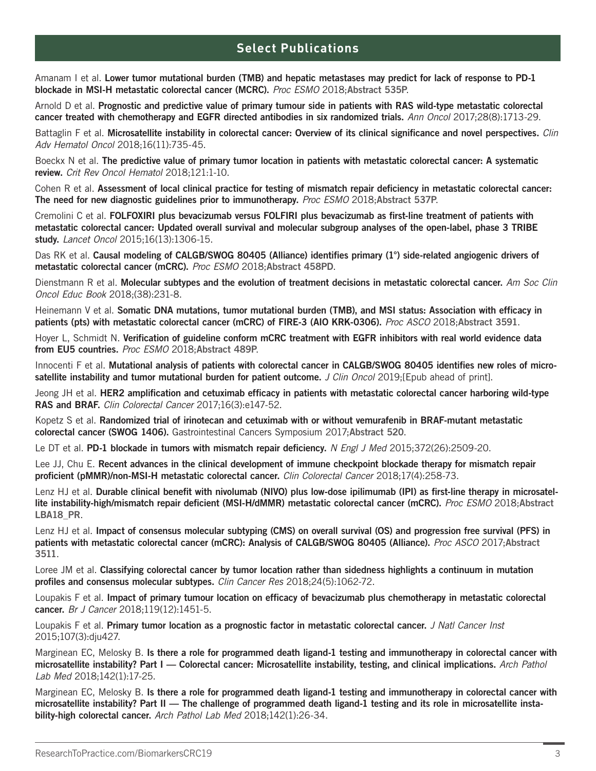## Select Publications

Amanam I et al. **Lower tumor mutational burden (TMB) and hepatic metastases may predict for lack of response to PD-1 blockade in MSI-H metastatic colorectal cancer (MCRC).** *Proc ESMO* 2018;**Abstract 535P**.

Arnold D et al. **Prognostic and predictive value of primary tumour side in patients with RAS wild-type metastatic colorectal cancer treated with chemotherapy and EGFR directed antibodies in six randomized trials.** *Ann Oncol* 2017;28(8):1713-29.

Battaglin F et al. **Microsatellite instability in colorectal cancer: Overview of its clinical significance and novel perspectives.** *Clin Adv Hematol Oncol* 2018;16(11):735-45.

Boeckx N et al. **The predictive value of primary tumor location in patients with metastatic colorectal cancer: A systematic review.** *Crit Rev Oncol Hematol* 2018;121:1-10.

Cohen R et al. **Assessment of local clinical practice for testing of mismatch repair deficiency in metastatic colorectal cancer: The need for new diagnostic guidelines prior to immunotherapy.** *Proc ESMO* 2018;**Abstract 537P**.

Cremolini C et al. **FOLFOXIRI plus bevacizumab versus FOLFIRI plus bevacizumab as first-line treatment of patients with metastatic colorectal cancer: Updated overall survival and molecular subgroup analyses of the open-label, phase 3 TRIBE study.** *Lancet Oncol* 2015;16(13):1306-15.

Das RK et al. **Causal modeling of CALGB/SWOG 80405 (Alliance) identifies primary (1°) side-related angiogenic drivers of metastatic colorectal cancer (mCRC).** *Proc ESMO* 2018;**Abstract 458PD**.

Dienstmann R et al. **Molecular subtypes and the evolution of treatment decisions in metastatic colorectal cancer.** *Am Soc Clin Oncol Educ Book* 2018;(38):231-8.

Heinemann V et al. **Somatic DNA mutations, tumor mutational burden (TMB), and MSI status: Association with efficacy in patients (pts) with metastatic colorectal cancer (mCRC) of FIRE-3 (AIO KRK-0306).** *Proc ASCO* 2018;**Abstract 3591**.

Hoyer L, Schmidt N. **Verification of guideline conform mCRC treatment with EGFR inhibitors with real world evidence data from EU5 countries.** *Proc ESMO* 2018;**Abstract 489P**.

Innocenti F et al. **Mutational analysis of patients with colorectal cancer in CALGB/SWOG 80405 identifies new roles of microsatellite instability and tumor mutational burden for patient outcome.** *J Clin Oncol* 2019;[Epub ahead of print].

Jeong JH et al. **HER2 amplification and cetuximab efficacy in patients with metastatic colorectal cancer harboring wild-type RAS and BRAF.** *Clin Colorectal Cancer* 2017;16(3):e147-52.

Kopetz S et al. **Randomized trial of irinotecan and cetuximab with or without vemurafenib in BRAF-mutant metastatic colorectal cancer (SWOG 1406).** Gastrointestinal Cancers Symposium 2017;**Abstract 520**.

Le DT et al. **PD-1 blockade in tumors with mismatch repair deficiency.** *N Engl J Med* 2015;372(26):2509-20.

Lee JJ, Chu E. **Recent advances in the clinical development of immune checkpoint blockade therapy for mismatch repair proficient (pMMR)/non-MSI-H metastatic colorectal cancer.** *Clin Colorectal Cancer* 2018;17(4):258-73.

Lenz HJ et al. **Durable clinical benefit with nivolumab (NIVO) plus low-dose ipilimumab (IPI) as first-line therapy in microsatellite instability-high/mismatch repair deficient (MSI-H/dMMR) metastatic colorectal cancer (mCRC).** *Proc ESMO* 2018;**Abstract LBA18_PR**.

Lenz HJ et al. **Impact of consensus molecular subtyping (CMS) on overall survival (OS) and progression free survival (PFS) in patients with metastatic colorectal cancer (mCRC): Analysis of CALGB/SWOG 80405 (Alliance).** *Proc ASCO* 2017;**Abstract 3511**.

Loree JM et al. **Classifying colorectal cancer by tumor location rather than sidedness highlights a continuum in mutation profiles and consensus molecular subtypes.** *Clin Cancer Res* 2018;24(5):1062-72.

Loupakis F et al. **Impact of primary tumour location on efficacy of bevacizumab plus chemotherapy in metastatic colorectal cancer.** *Br J Cancer* 2018;119(12):1451-5.

Loupakis F et al. **Primary tumor location as a prognostic factor in metastatic colorectal cancer.** *J Natl Cancer Inst* 2015;107(3):dju427.

Marginean EC, Melosky B. **Is there a role for programmed death ligand-1 testing and immunotherapy in colorectal cancer with microsatellite instability? Part I — Colorectal cancer: Microsatellite instability, testing, and clinical implications.** *Arch Pathol Lab Med* 2018;142(1):17-25.

Marginean EC, Melosky B. **Is there a role for programmed death ligand-1 testing and immunotherapy in colorectal cancer with microsatellite instability? Part II — The challenge of programmed death ligand-1 testing and its role in microsatellite instability-high colorectal cancer.** *Arch Pathol Lab Med* 2018;142(1):26-34.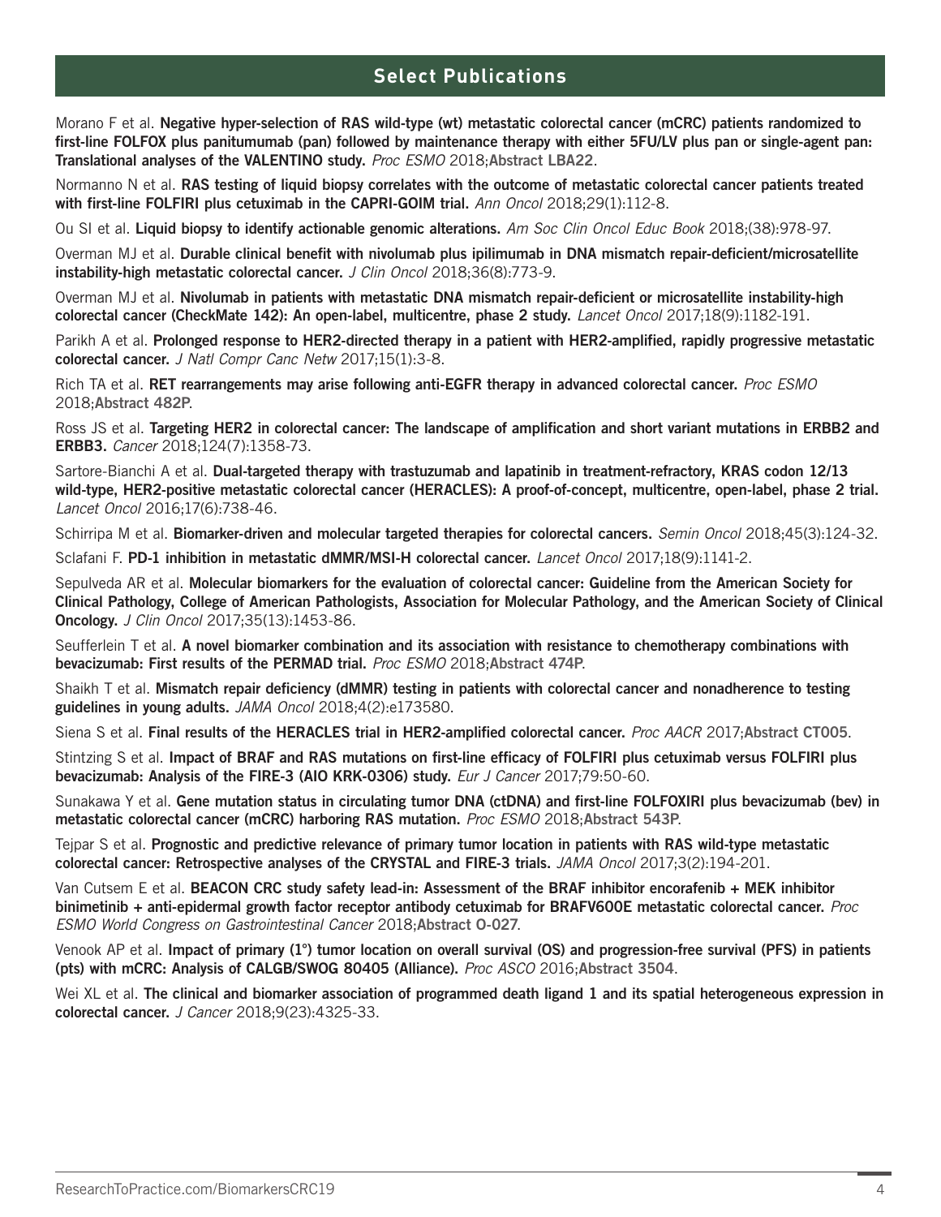## Select Publications

Morano F et al. **Negative hyper-selection of RAS wild-type (wt) metastatic colorectal cancer (mCRC) patients randomized to first-line FOLFOX plus panitumumab (pan) followed by maintenance therapy with either 5FU/LV plus pan or single-agent pan: Translational analyses of the VALENTINO study.** *Proc ESMO* 2018;**Abstract LBA22**.

Normanno N et al. **RAS testing of liquid biopsy correlates with the outcome of metastatic colorectal cancer patients treated with first-line FOLFIRI plus cetuximab in the CAPRI-GOIM trial.** *Ann Oncol* 2018;29(1):112-8.

Ou SI et al. **Liquid biopsy to identify actionable genomic alterations.** *Am Soc Clin Oncol Educ Book* 2018;(38):978-97.

Overman MJ et al. **Durable clinical benefit with nivolumab plus ipilimumab in DNA mismatch repair-deficient/microsatellite instability-high metastatic colorectal cancer.** *J Clin Oncol* 2018;36(8):773-9.

Overman MJ et al. **Nivolumab in patients with metastatic DNA mismatch repair-deficient or microsatellite instability-high colorectal cancer (CheckMate 142): An open-label, multicentre, phase 2 study.** *Lancet Oncol* 2017;18(9):1182-191.

Parikh A et al. **Prolonged response to HER2-directed therapy in a patient with HER2-amplified, rapidly progressive metastatic colorectal cancer.** *J Natl Compr Canc Netw* 2017;15(1):3-8.

Rich TA et al. **RET rearrangements may arise following anti-EGFR therapy in advanced colorectal cancer.** *Proc ESMO* 2018;**Abstract 482P**.

Ross JS et al. **Targeting HER2 in colorectal cancer: The landscape of amplification and short variant mutations in ERBB2 and ERBB3.** *Cancer* 2018;124(7):1358-73.

Sartore-Bianchi A et al. **Dual-targeted therapy with trastuzumab and lapatinib in treatment-refractory, KRAS codon 12/13 wild-type, HER2-positive metastatic colorectal cancer (HERACLES): A proof-of-concept, multicentre, open-label, phase 2 trial.** *Lancet Oncol* 2016;17(6):738-46.

Schirripa M et al. **Biomarker-driven and molecular targeted therapies for colorectal cancers.** *Semin Oncol* 2018;45(3):124-32.

Sclafani F. **PD-1 inhibition in metastatic dMMR/MSI-H colorectal cancer.** *Lancet Oncol* 2017;18(9):1141-2.

Sepulveda AR et al. **Molecular biomarkers for the evaluation of colorectal cancer: Guideline from the American Society for Clinical Pathology, College of American Pathologists, Association for Molecular Pathology, and the American Society of Clinical Oncology.** *J Clin Oncol* 2017;35(13):1453-86.

Seufferlein T et al. **A novel biomarker combination and its association with resistance to chemotherapy combinations with bevacizumab: First results of the PERMAD trial.** *Proc ESMO* 2018;**Abstract 474P**.

Shaikh T et al. **Mismatch repair deficiency (dMMR) testing in patients with colorectal cancer and nonadherence to testing guidelines in young adults.** *JAMA Oncol* 2018;4(2):e173580.

Siena S et al. **Final results of the HERACLES trial in HER2-amplified colorectal cancer.** *Proc AACR* 2017;**Abstract CT005**.

Stintzing S et al. **Impact of BRAF and RAS mutations on first-line efficacy of FOLFIRI plus cetuximab versus FOLFIRI plus bevacizumab: Analysis of the FIRE-3 (AIO KRK-0306) study.** *Eur J Cancer* 2017;79:50-60.

Sunakawa Y et al. **Gene mutation status in circulating tumor DNA (ctDNA) and first-line FOLFOXIRI plus bevacizumab (bev) in metastatic colorectal cancer (mCRC) harboring RAS mutation.** *Proc ESMO* 2018;**Abstract 543P**.

Tejpar S et al. **Prognostic and predictive relevance of primary tumor location in patients with RAS wild-type metastatic colorectal cancer: Retrospective analyses of the CRYSTAL and FIRE-3 trials.** *JAMA Oncol* 2017;3(2):194-201.

Van Cutsem E et al. **BEACON CRC study safety lead-in: Assessment of the BRAF inhibitor encorafenib + MEK inhibitor binimetinib + anti-epidermal growth factor receptor antibody cetuximab for BRAFV600E metastatic colorectal cancer.** *Proc ESMO World Congress on Gastrointestinal Cancer* 2018;**Abstract O-027**.

Venook AP et al. **Impact of primary (1°) tumor location on overall survival (OS) and progression-free survival (PFS) in patients (pts) with mCRC: Analysis of CALGB/SWOG 80405 (Alliance).** *Proc ASCO* 2016;**Abstract 3504**.

Wei XL et al. **The clinical and biomarker association of programmed death ligand 1 and its spatial heterogeneous expression in colorectal cancer.** *J Cancer* 2018;9(23):4325-33.